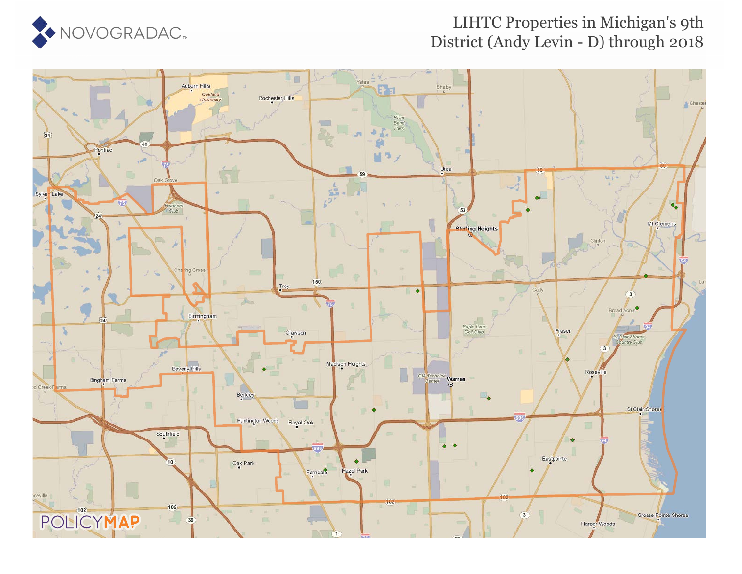NOVOGRADAC

# LIHTC Properties in Michigan's 9th District (Andy Levin - D) through 2018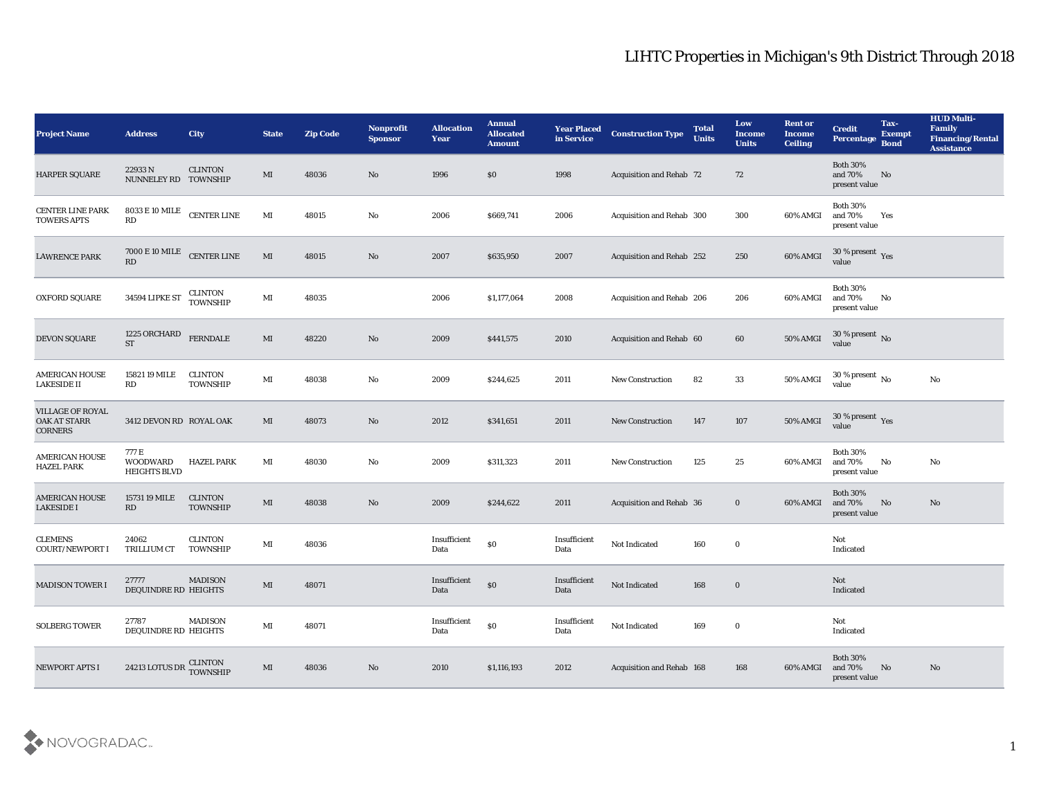# LIHTC Properties in Michigan's 9th District Through 2018

| Project Name | Address | City | State | Zip Code | Nonprofit Sponsor | Allocation Year | Annual Allocated Amount | Year Placed in Service | Construction Type | Total Units | Low Income Units | Rent or Income Ceiling | Credit Percentage | Tax-Exempt Bond | HUD Multi-Family Financing/Rental Assistance |
|---|---|---|---|---|---|---|---|---|---|---|---|---|---|---|---|
| HARPER SQUARE | 22933 N NUNNELEY RD | CLINTON TOWNSHIP | MI | 48036 | No | 1996 | $0 | 1998 | Acquisition and Rehab | 72 | 72 | | Both 30% and 70% present value | No | |
| CENTER LINE PARK TOWERS APTS | 8033 E 10 MILE RD | CENTER LINE | MI | 48015 | No | 2006 | $669,741 | 2006 | Acquisition and Rehab | 300 | 300 | 60% AMGI | Both 30% and 70% present value | Yes | |
| LAWRENCE PARK | 7000 E 10 MILE RD | CENTER LINE | MI | 48015 | No | 2007 | $635,950 | 2007 | Acquisition and Rehab | 252 | 250 | 60% AMGI | 30 % present value | Yes | |
| OXFORD SQUARE | 34594 LIPKE ST | CLINTON TOWNSHIP | MI | 48035 | | 2006 | $1,177,064 | 2008 | Acquisition and Rehab | 206 | 206 | 60% AMGI | Both 30% and 70% present value | No | |
| DEVON SQUARE | 1225 ORCHARD ST | FERNDALE | MI | 48220 | No | 2009 | $441,575 | 2010 | Acquisition and Rehab | 60 | 60 | 50% AMGI | 30 % present value | No | |
| AMERICAN HOUSE LAKESIDE II | 15821 19 MILE RD | CLINTON TOWNSHIP | MI | 48038 | No | 2009 | $244,625 | 2011 | New Construction | 82 | 33 | 50% AMGI | 30 % present value | No | No |
| VILLAGE OF ROYAL OAK AT STARR CORNERS | 3412 DEVON RD | ROYAL OAK | MI | 48073 | No | 2012 | $341,651 | 2011 | New Construction | 147 | 107 | 50% AMGI | 30 % present value | Yes | |
| AMERICAN HOUSE HAZEL PARK | 777 E WOODWARD HEIGHTS BLVD | HAZEL PARK | MI | 48030 | No | 2009 | $311,323 | 2011 | New Construction | 125 | 25 | 60% AMGI | Both 30% and 70% present value | No | No |
| AMERICAN HOUSE LAKESIDE I | 15731 19 MILE RD | CLINTON TOWNSHIP | MI | 48038 | No | 2009 | $244,622 | 2011 | Acquisition and Rehab | 36 | 0 | 60% AMGI | Both 30% and 70% present value | No | No |
| CLEMENS COURT/NEWPORT I | 24062 TRILLIUM CT | CLINTON TOWNSHIP | MI | 48036 | | Insufficient Data | $0 | Insufficient Data | Not Indicated | 160 | 0 | | Not Indicated | | |
| MADISON TOWER I | 27777 DEQUINDRE RD | MADISON HEIGHTS | MI | 48071 | | Insufficient Data | $0 | Insufficient Data | Not Indicated | 168 | 0 | | Not Indicated | | |
| SOLBERG TOWER | 27787 DEQUINDRE RD | MADISON HEIGHTS | MI | 48071 | | Insufficient Data | $0 | Insufficient Data | Not Indicated | 169 | 0 | | Not Indicated | | |
| NEWPORT APTS I | 24213 LOTUS DR | CLINTON TOWNSHIP | MI | 48036 | No | 2010 | $1,116,193 | 2012 | Acquisition and Rehab | 168 | 168 | 60% AMGI | Both 30% and 70% present value | No | No |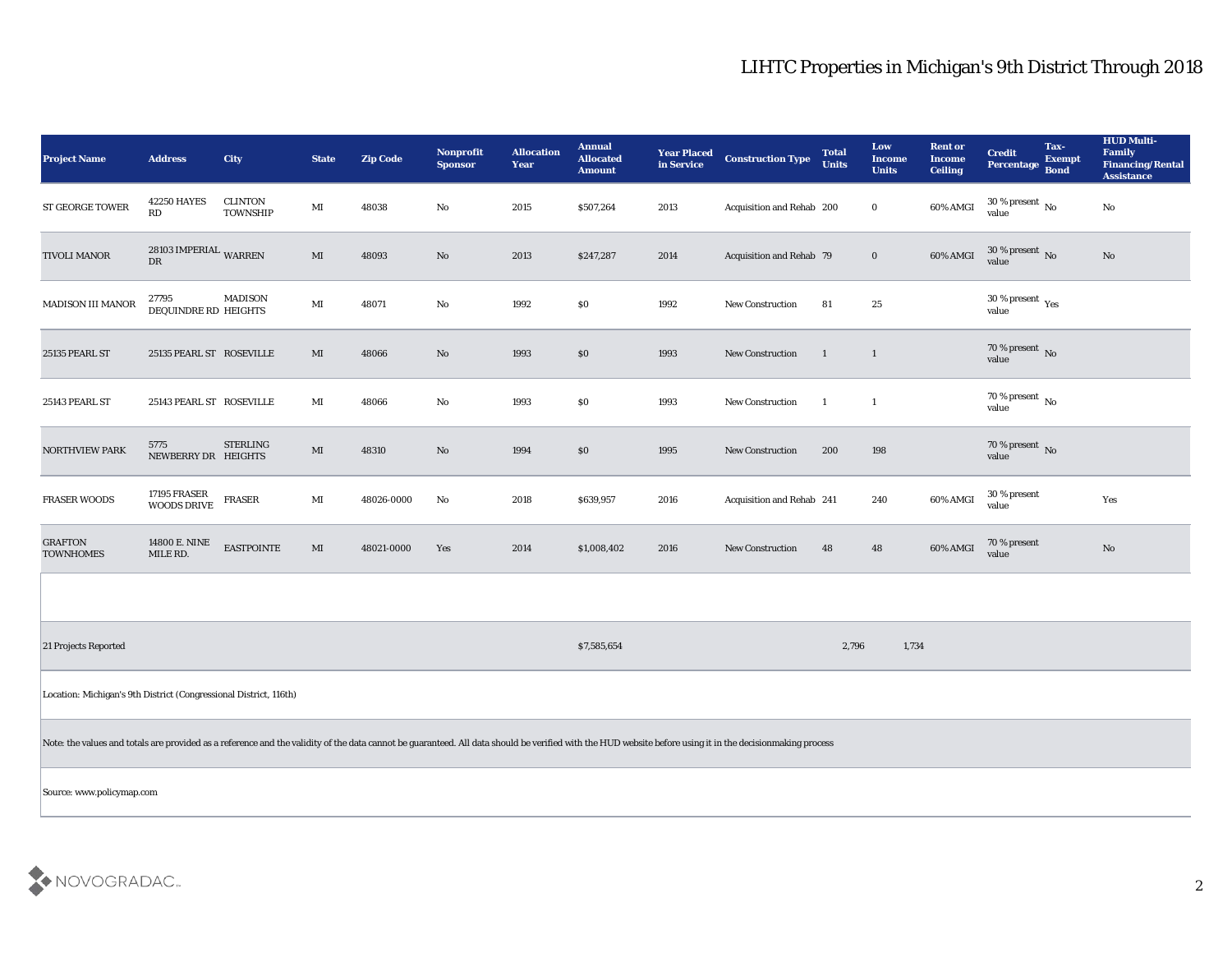# LIHTC Properties in Michigan's 9th District Through 2018

| Project Name | Address | City | State | Zip Code | Nonprofit Sponsor | Allocation Year | Annual Allocated Amount | Year Placed in Service | Construction Type | Total Units | Low Income Units | Rent or Income Ceiling | Credit Percentage | Tax-Exempt Bond | HUD Multi-Family Financing/Rental Assistance |
|---|---|---|---|---|---|---|---|---|---|---|---|---|---|---|---|
| ST GEORGE TOWER | 42250 HAYES RD | CLINTON TOWNSHIP | MI | 48038 | No | 2015 | $507,264 | 2013 | Acquisition and Rehab | 200 | 0 | 60% AMGI | 30 % present value | No | No |
| TIVOLI MANOR | 28103 IMPERIAL DR | WARREN | MI | 48093 | No | 2013 | $247,287 | 2014 | Acquisition and Rehab | 79 | 0 | 60% AMGI | 30 % present value | No | No |
| MADISON III MANOR | 27795 DEQUINDRE RD | MADISON HEIGHTS | MI | 48071 | No | 1992 | $0 | 1992 | New Construction | 81 | 25 | | 30 % present value | Yes | |
| 25135 PEARL ST | 25135 PEARL ST | ROSEVILLE | MI | 48066 | No | 1993 | $0 | 1993 | New Construction | 1 | 1 | | 70 % present value | No | |
| 25143 PEARL ST | 25143 PEARL ST | ROSEVILLE | MI | 48066 | No | 1993 | $0 | 1993 | New Construction | 1 | 1 | | 70 % present value | No | |
| NORTHVIEW PARK | 5775 NEWBERRY DR | STERLING HEIGHTS | MI | 48310 | No | 1994 | $0 | 1995 | New Construction | 200 | 198 | | 70 % present value | No | |
| FRASER WOODS | 17195 FRASER WOODS DRIVE | FRASER | MI | 48026-0000 | No | 2018 | $639,957 | 2016 | Acquisition and Rehab | 241 | 240 | 60% AMGI | 30 % present value | | Yes |
| GRAFTON TOWNHOMES | 14800 E. NINE MILE RD. | EASTPOINTE | MI | 48021-0000 | Yes | 2014 | $1,008,402 | 2016 | New Construction | 48 | 48 | 60% AMGI | 70 % present value | | No |
| | | | | | | | | | | | | | | | |
| 21 Projects Reported | | | | | | | $7,585,654 | | | 2,796 | 1,734 | | | | |

Location: Michigan's 9th District (Congressional District, 116th)

Note: the values and totals are provided as a reference and the validity of the data cannot be guaranteed. All data should be verified with the HUD website before using it in the decisionmaking process

Source: www.policymap.com